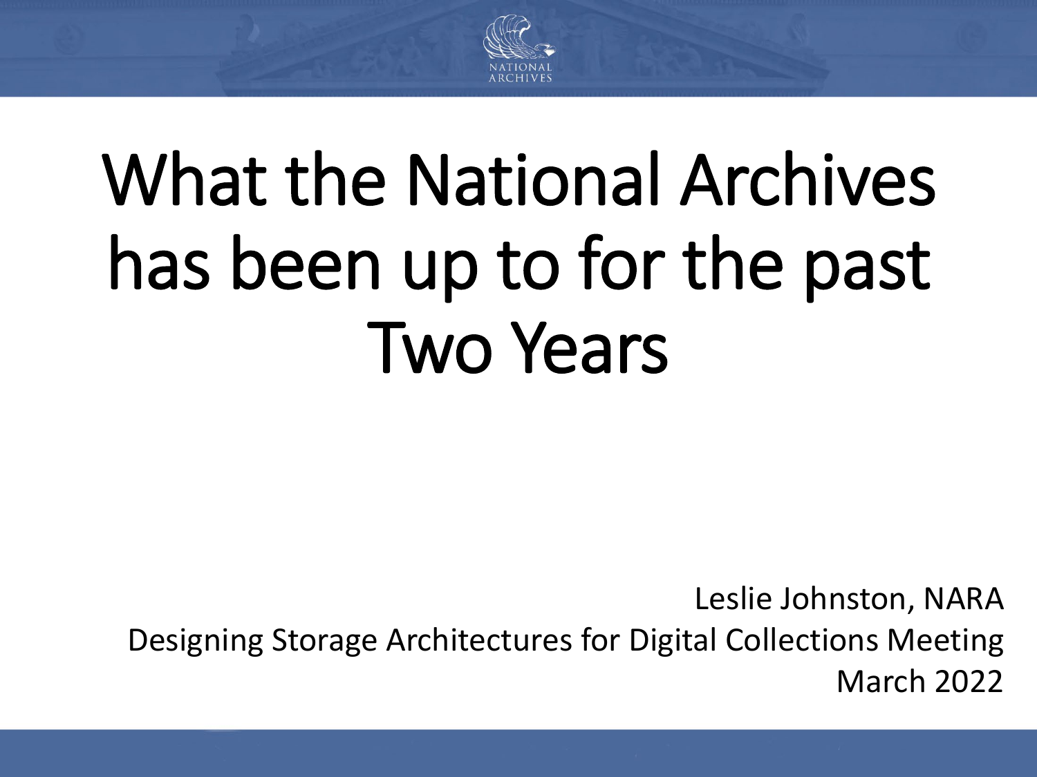# What the National Archives has been up to for the past Two Years

Leslie Johnston, NARA
Designing Storage Architectures for Digital Collections Meeting
March 2022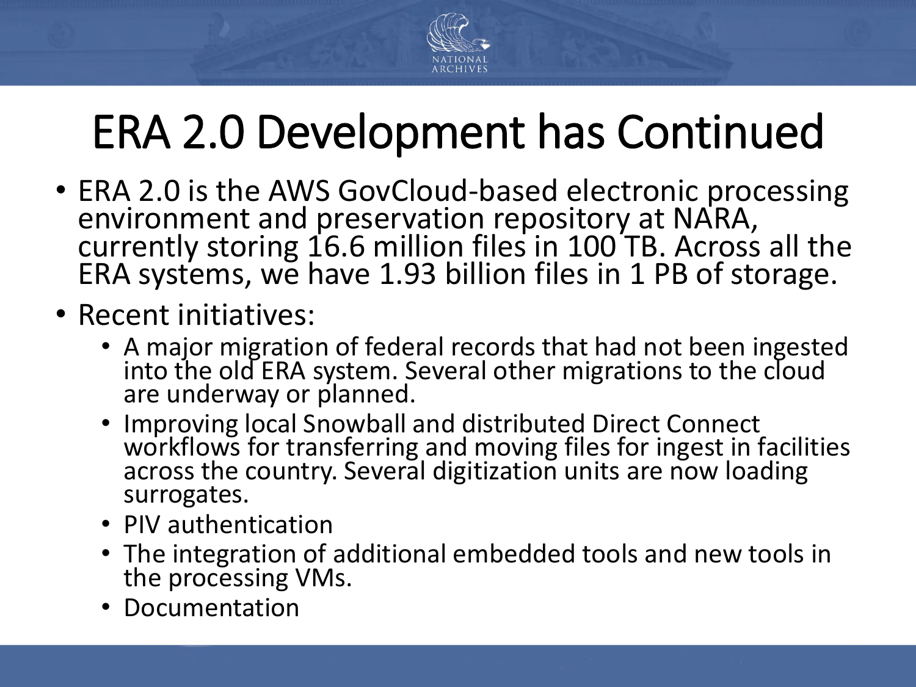# ERA 2.0 Development has Continued

- ERA 2.0 is the AWS GovCloud-based electronic processing environment and preservation repository at NARA, currently storing 16.6 million files in 100 TB. Across all the ERA systems, we have 1.93 billion files in 1 PB of storage.
- Recent initiatives:
  - A major migration of federal records that had not been ingested into the old ERA system. Several other migrations to the cloud are underway or planned.
  - Improving local Snowball and distributed Direct Connect workflows for transferring and moving files for ingest in facilities across the country. Several digitization units are now loading surrogates.
  - PIV authentication
  - The integration of additional embedded tools and new tools in the processing VMs.
  - Documentation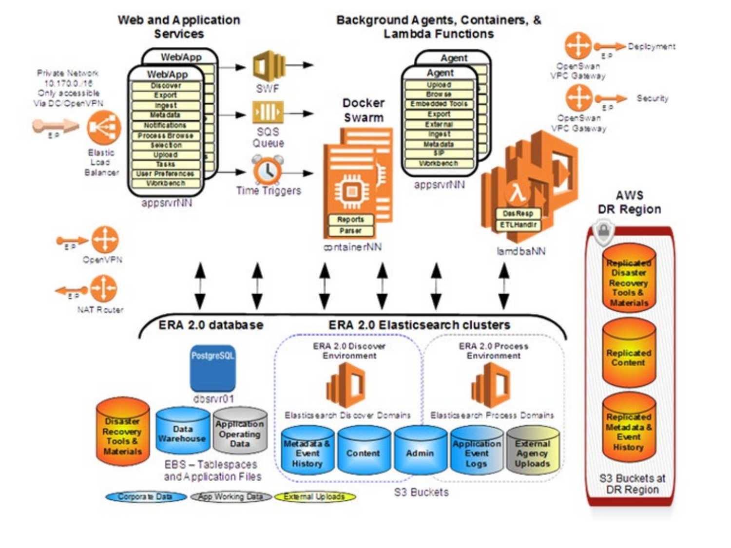## Web and Application Services

Private Network 10.170.0./16 Only accessible Via DC/OpenVPN

EP

Elastic Load Balancer

**Web/App**

- Discover
- Export
- Ingest
- Metadata
- Notifications
- Process Browse
- Selection
- Upload
- Tasks
- User Preferences
- Workbench

appsrvrNN

SWF

SQS Queue

Time Triggers

## Background Agents, Containers, & Lambda Functions

**Docker Swarm**

- Reports
- Parser

containerNN

**Agent**

- Upload
- Browse
- Embedded Tools
- Export
- External
- Ingest
- Metadata
- SIP
- Workbench

appsrvrNN

- DasResp
- ETLHandlr

lamdbaNN

OpenSwan VPC Gateway — EP — Deployment

OpenSwan VPC Gateway — EP — Security

EP — OpenVPN

EP — NAT Router

## ERA 2.0 database

PostgreSQL

dbsrvr01

- Disaster Recovery Tools & Materials
- Data Warehouse
- Application Operating Data

EBS – Tablespaces and Application Files

Corporate Data | App Working Data | External Uploads

## ERA 2.0 Elasticsearch clusters

**ERA 2.0 Discover Environment**

Elasticsearch Discover Domains

**ERA 2.0 Process Environment**

Elasticsearch Process Domains

- Metadata & Event History
- Content
- Admin
- Application Event Logs
- External Agency Uploads

S3 Buckets

## AWS DR Region

- Replicated Disaster Recovery Tools & Materials
- Replicated Content
- Replicated Metadata & Event History

S3 Buckets at DR Region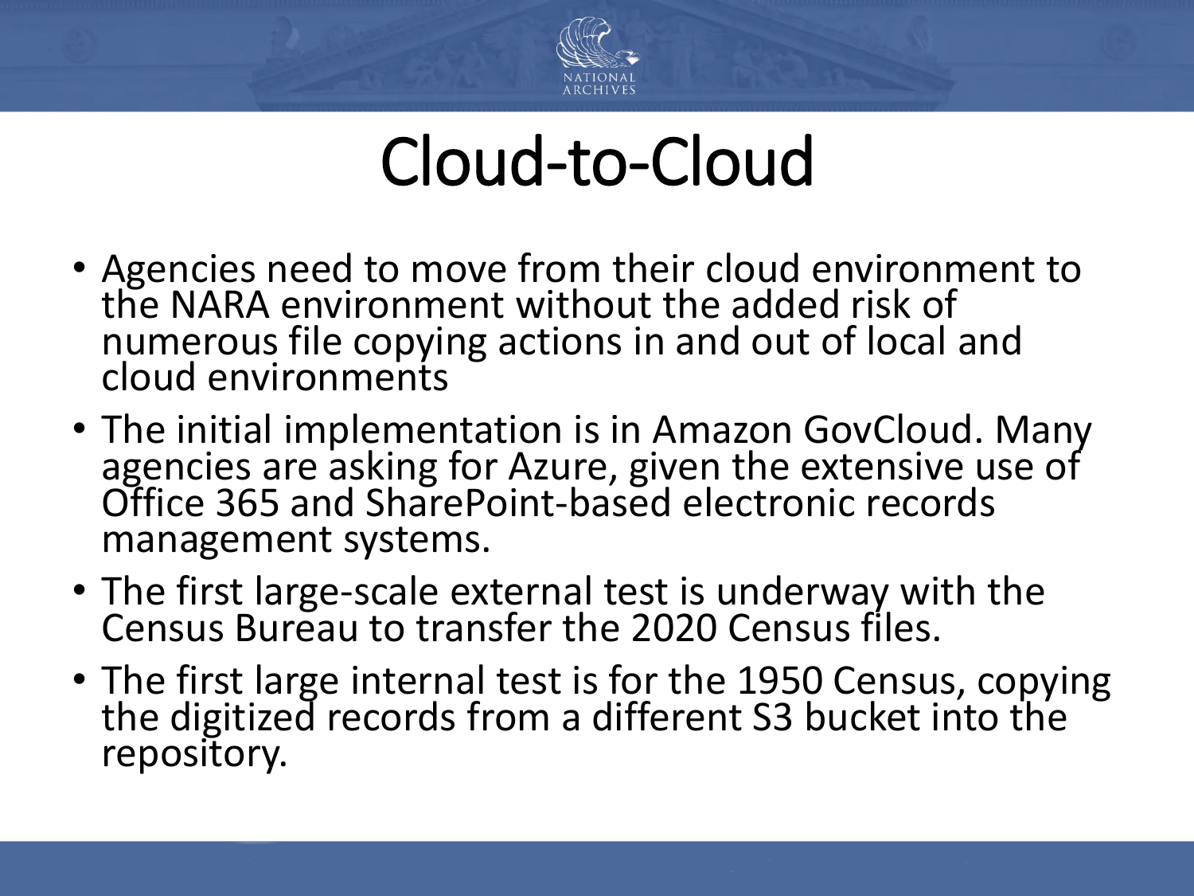# Cloud-to-Cloud

- Agencies need to move from their cloud environment to the NARA environment without the added risk of numerous file copying actions in and out of local and cloud environments
- The initial implementation is in Amazon GovCloud. Many agencies are asking for Azure, given the extensive use of Office 365 and SharePoint-based electronic records management systems.
- The first large-scale external test is underway with the Census Bureau to transfer the 2020 Census files.
- The first large internal test is for the 1950 Census, copying the digitized records from a different S3 bucket into the repository.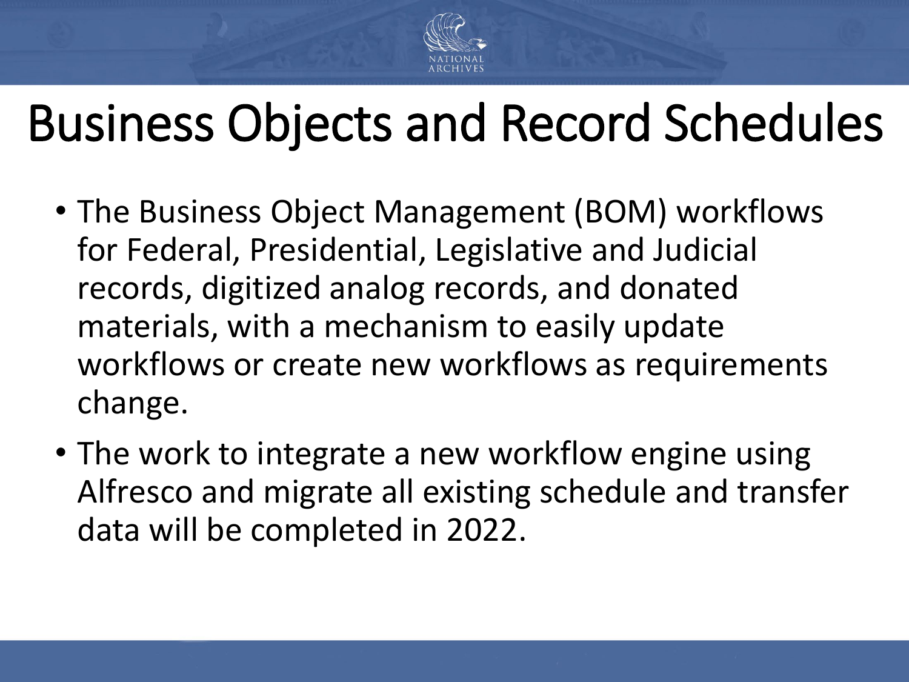# Business Objects and Record Schedules

- The Business Object Management (BOM) workflows for Federal, Presidential, Legislative and Judicial records, digitized analog records, and donated materials, with a mechanism to easily update workflows or create new workflows as requirements change.
- The work to integrate a new workflow engine using Alfresco and migrate all existing schedule and transfer data will be completed in 2022.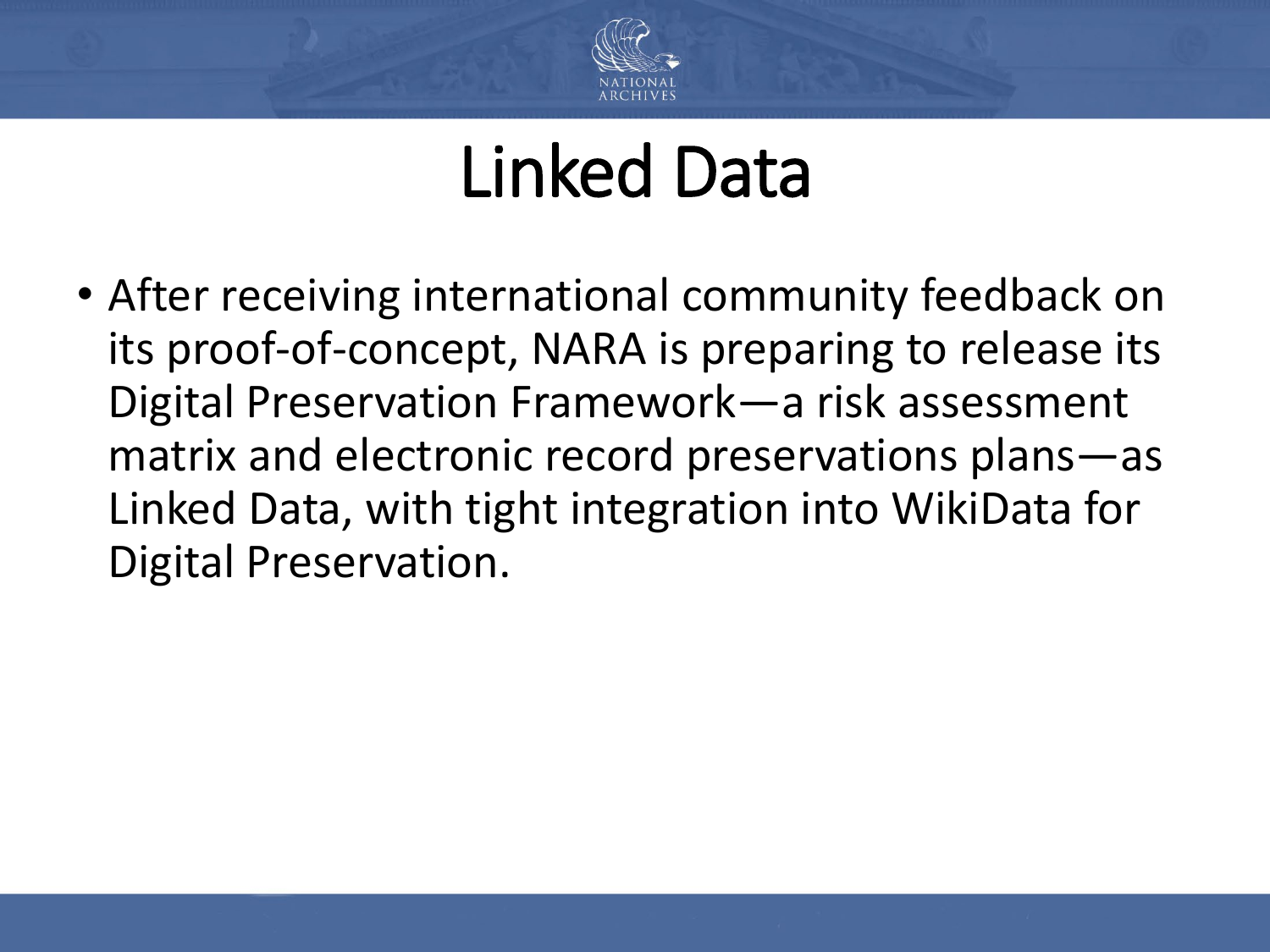# Linked Data

- After receiving international community feedback on its proof-of-concept, NARA is preparing to release its Digital Preservation Framework—a risk assessment matrix and electronic record preservations plans—as Linked Data, with tight integration into WikiData for Digital Preservation.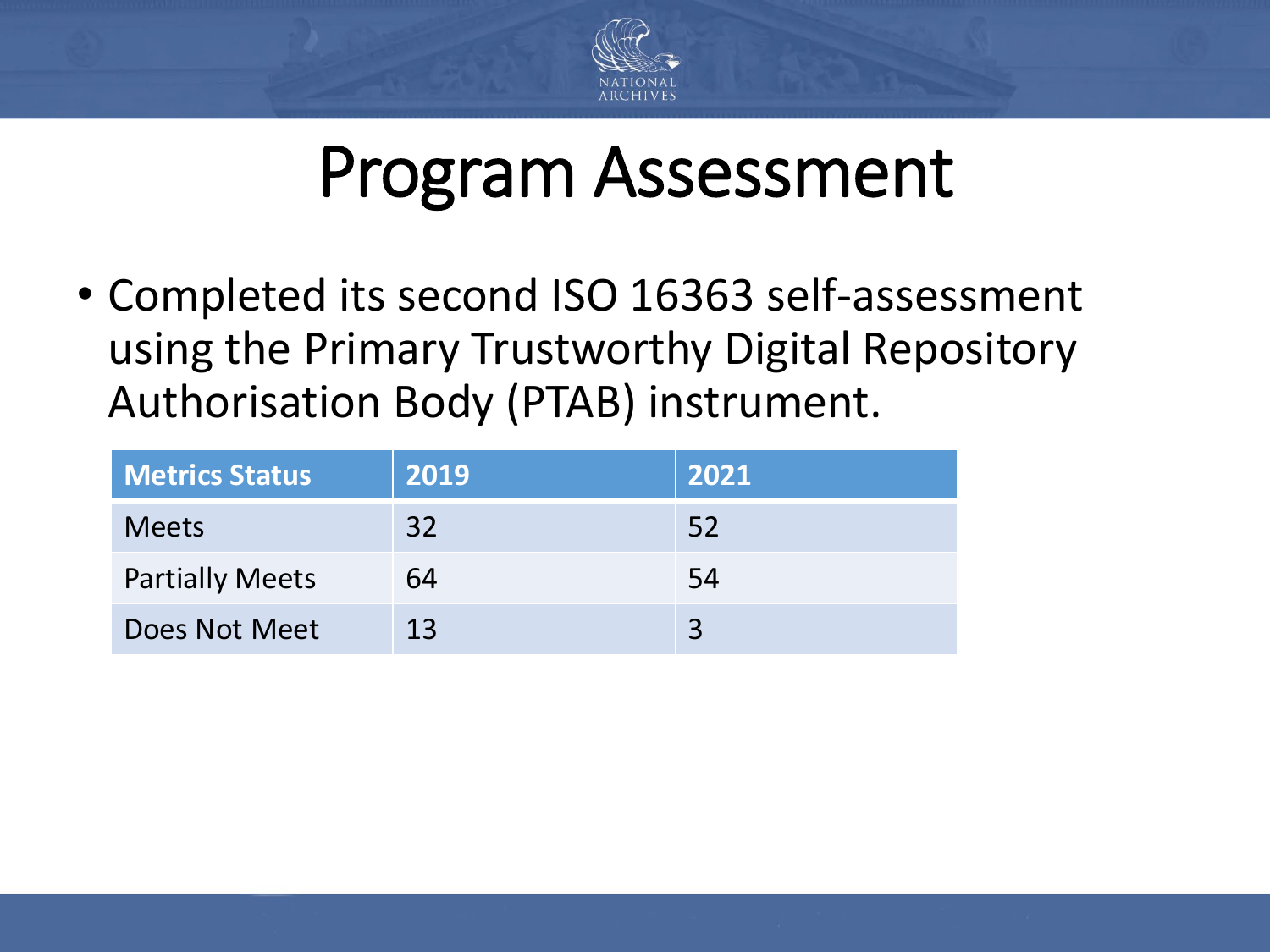# Program Assessment

- Completed its second ISO 16363 self-assessment using the Primary Trustworthy Digital Repository Authorisation Body (PTAB) instrument.

| Metrics Status | 2019 | 2021 |
|---|---|---|
| Meets | 32 | 52 |
| Partially Meets | 64 | 54 |
| Does Not Meet | 13 | 3 |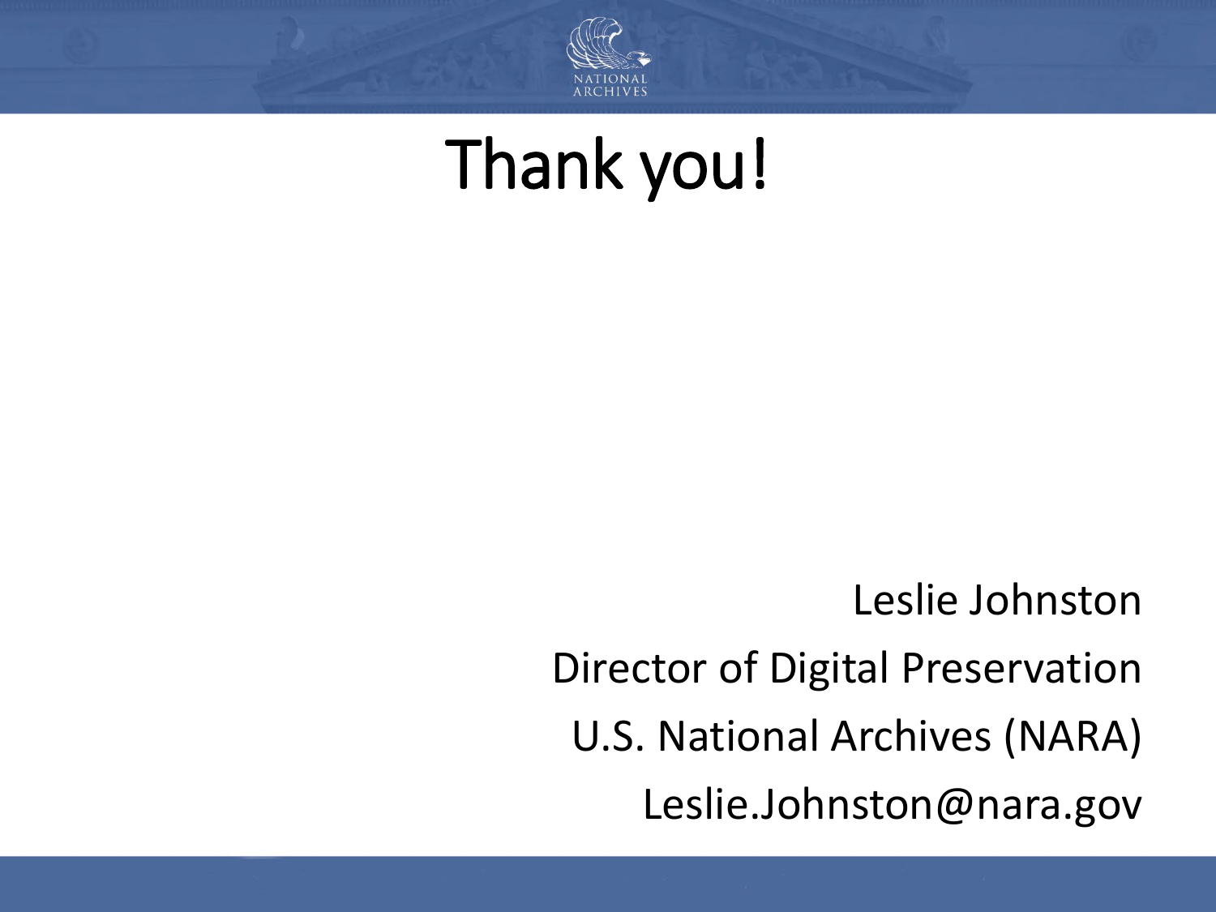# Thank you!

Leslie Johnston

Director of Digital Preservation

U.S. National Archives (NARA)

Leslie.Johnston@nara.gov